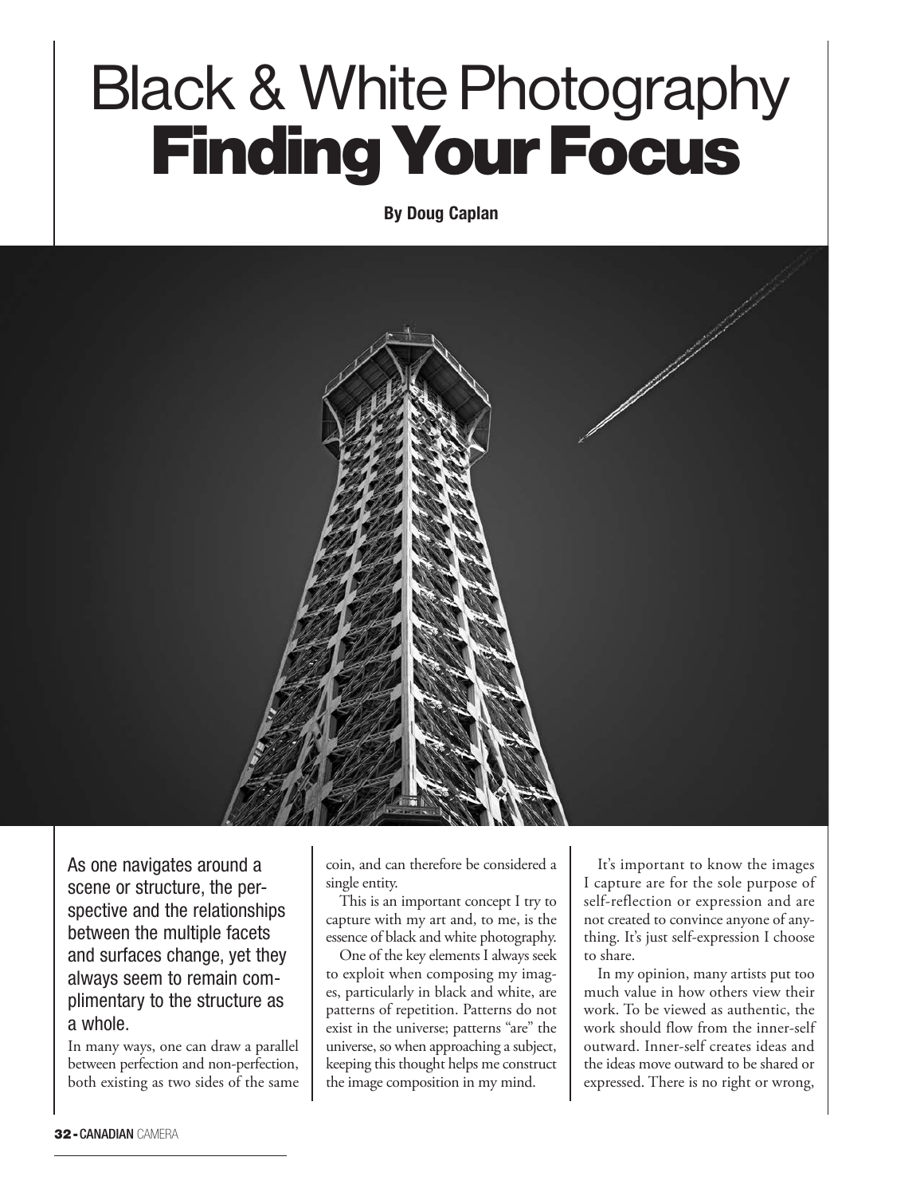# Black & White Photography
# Finding Your Focus

**By Doug Caplan**

As one navigates around a scene or structure, the perspective and the relationships between the multiple facets and surfaces change, yet they always seem to remain complimentary to the structure as a whole.

In many ways, one can draw a parallel between perfection and non-perfection, both existing as two sides of the same coin, and can therefore be considered a single entity.

This is an important concept I try to capture with my art and, to me, is the essence of black and white photography.

One of the key elements I always seek to exploit when composing my images, particularly in black and white, are patterns of repetition. Patterns do not exist in the universe; patterns "are" the universe, so when approaching a subject, keeping this thought helps me construct the image composition in my mind.

It's important to know the images I capture are for the sole purpose of self-reflection or expression and are not created to convince anyone of anything. It's just self-expression I choose to share.

In my opinion, many artists put too much value in how others view their work. To be viewed as authentic, the work should flow from the inner-self outward. Inner-self creates ideas and the ideas move outward to be shared or expressed. There is no right or wrong,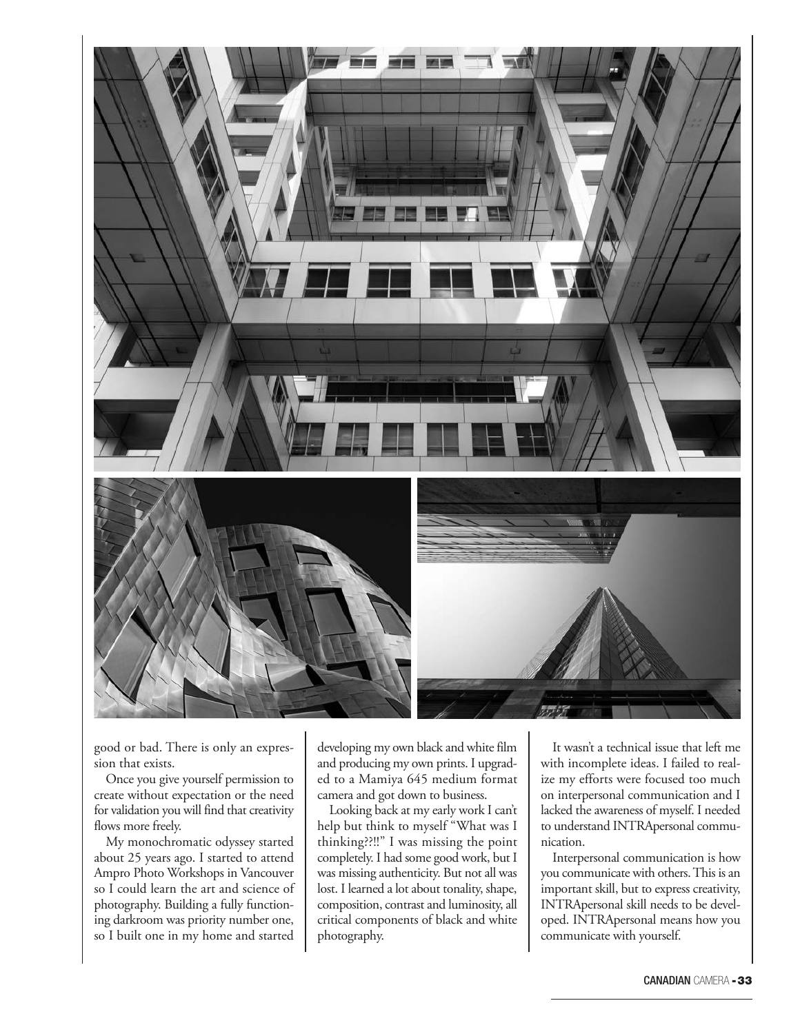good or bad. There is only an expression that exists.

Once you give yourself permission to create without expectation or the need for validation you will find that creativity flows more freely.

My monochromatic odyssey started about 25 years ago. I started to attend Ampro Photo Workshops in Vancouver so I could learn the art and science of photography. Building a fully functioning darkroom was priority number one, so I built one in my home and started developing my own black and white film and producing my own prints. I upgraded to a Mamiya 645 medium format camera and got down to business.

Looking back at my early work I can't help but think to myself "What was I thinking??!!" I was missing the point completely. I had some good work, but I was missing authenticity. But not all was lost. I learned a lot about tonality, shape, composition, contrast and luminosity, all critical components of black and white photography.

It wasn't a technical issue that left me with incomplete ideas. I failed to realize my efforts were focused too much on interpersonal communication and I lacked the awareness of myself. I needed to understand INTRApersonal communication.

Interpersonal communication is how you communicate with others. This is an important skill, but to express creativity, INTRApersonal skill needs to be developed. INTRApersonal means how you communicate with yourself.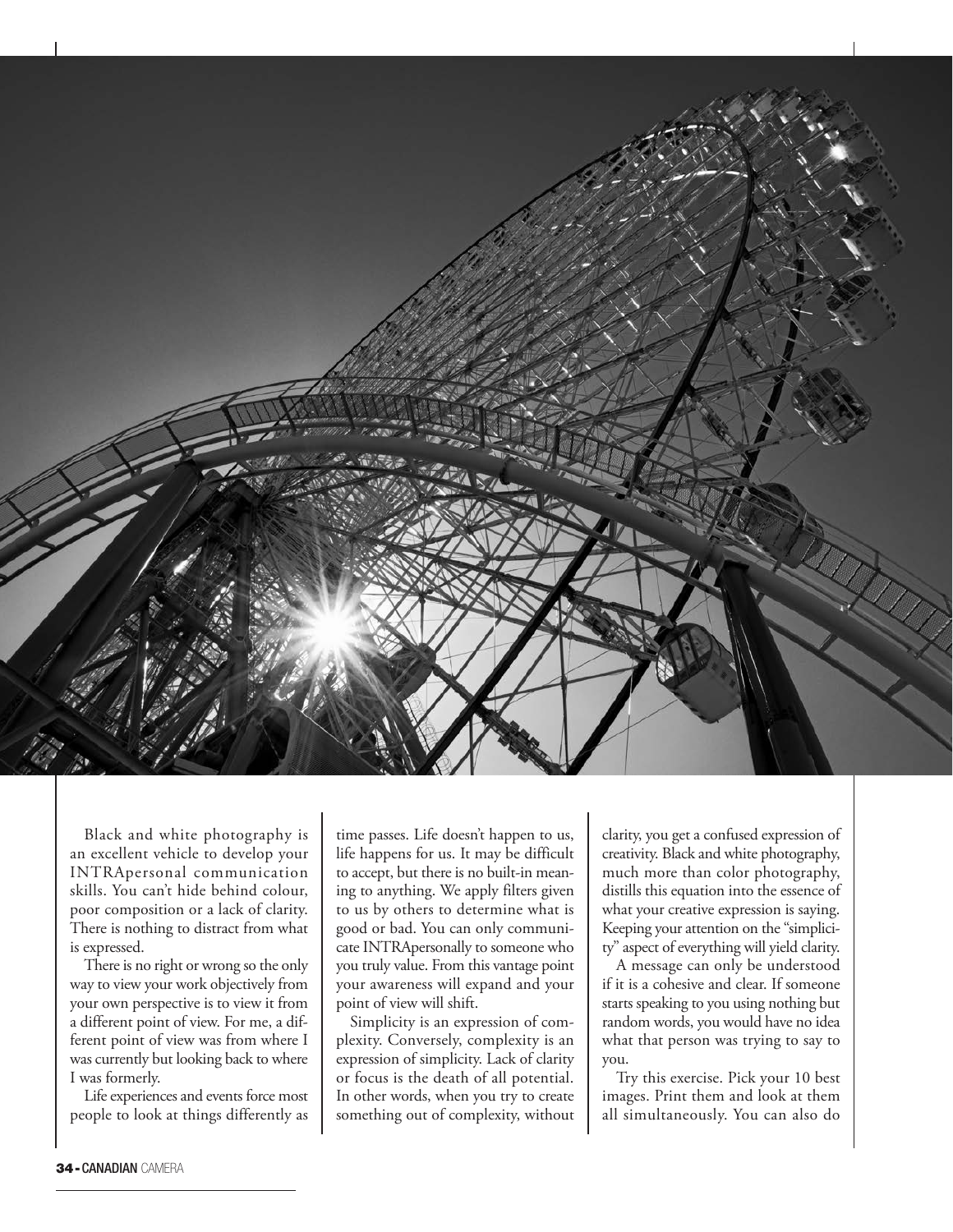Black and white photography is an excellent vehicle to develop your INTRApersonal communication skills. You can't hide behind colour, poor composition or a lack of clarity. There is nothing to distract from what is expressed.

There is no right or wrong so the only way to view your work objectively from your own perspective is to view it from a different point of view. For me, a different point of view was from where I was currently but looking back to where I was formerly.

Life experiences and events force most people to look at things differently as time passes. Life doesn't happen to us, life happens for us. It may be difficult to accept, but there is no built-in meaning to anything. We apply filters given to us by others to determine what is good or bad. You can only communicate INTRApersonally to someone who you truly value. From this vantage point your awareness will expand and your point of view will shift.

Simplicity is an expression of complexity. Conversely, complexity is an expression of simplicity. Lack of clarity or focus is the death of all potential. In other words, when you try to create something out of complexity, without clarity, you get a confused expression of creativity. Black and white photography, much more than color photography, distills this equation into the essence of what your creative expression is saying. Keeping your attention on the "simplicity" aspect of everything will yield clarity.

A message can only be understood if it is a cohesive and clear. If someone starts speaking to you using nothing but random words, you would have no idea what that person was trying to say to you.

Try this exercise. Pick your 10 best images. Print them and look at them all simultaneously. You can also do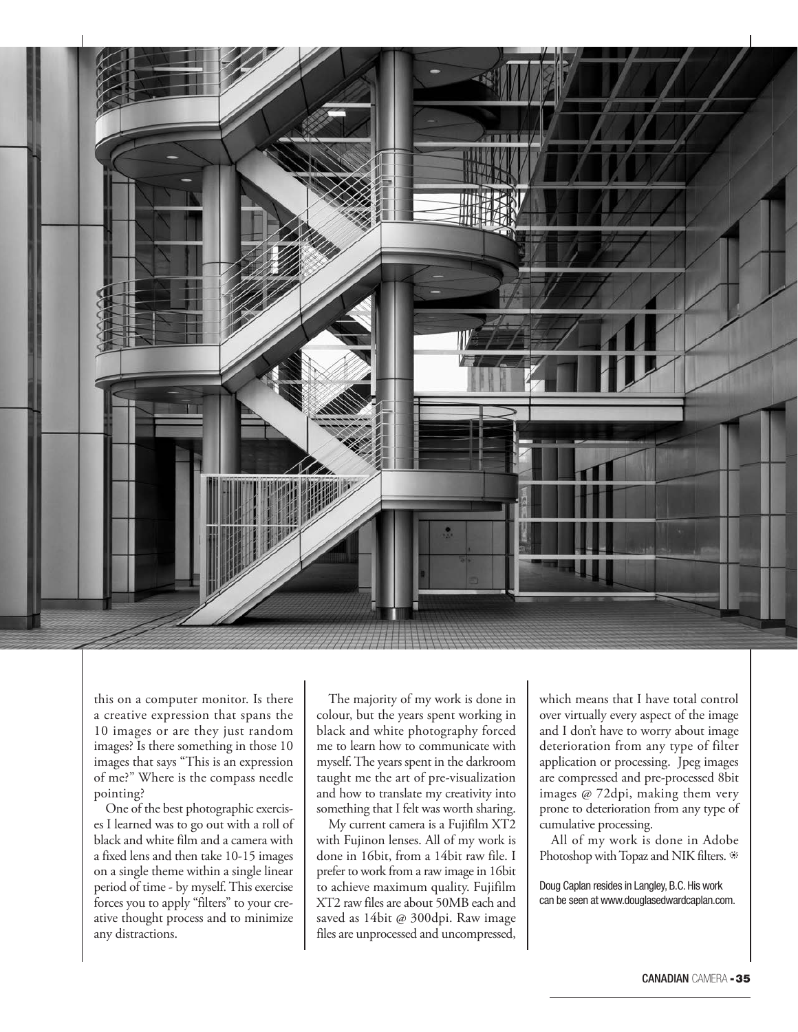this on a computer monitor. Is there a creative expression that spans the 10 images or are they just random images? Is there something in those 10 images that says "This is an expression of me?" Where is the compass needle pointing?

One of the best photographic exercises I learned was to go out with a roll of black and white film and a camera with a fixed lens and then take 10-15 images on a single theme within a single linear period of time - by myself. This exercise forces you to apply "filters" to your creative thought process and to minimize any distractions.

The majority of my work is done in colour, but the years spent working in black and white photography forced me to learn how to communicate with myself. The years spent in the darkroom taught me the art of pre-visualization and how to translate my creativity into something that I felt was worth sharing.

My current camera is a Fujifilm XT2 with Fujinon lenses. All of my work is done in 16bit, from a 14bit raw file. I prefer to work from a raw image in 16bit to achieve maximum quality. Fujifilm XT2 raw files are about 50MB each and saved as 14bit @ 300dpi. Raw image files are unprocessed and uncompressed, which means that I have total control over virtually every aspect of the image and I don't have to worry about image deterioration from any type of filter application or processing. Jpeg images are compressed and pre-processed 8bit images @ 72dpi, making them very prone to deterioration from any type of cumulative processing.

All of my work is done in Adobe Photoshop with Topaz and NIK filters.

Doug Caplan resides in Langley, B.C. His work can be seen at www.douglasedwardcaplan.com.